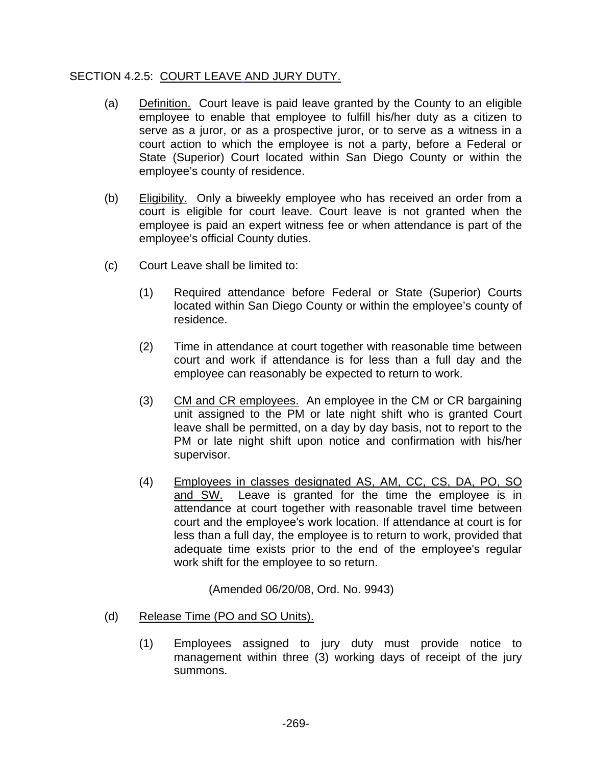SECTION 4.2.5: COURT LEAVE AND JURY DUTY.

(a) Definition. Court leave is paid leave granted by the County to an eligible employee to enable that employee to fulfill his/her duty as a citizen to serve as a juror, or as a prospective juror, or to serve as a witness in a court action to which the employee is not a party, before a Federal or State (Superior) Court located within San Diego County or within the employee's county of residence.

(b) Eligibility. Only a biweekly employee who has received an order from a court is eligible for court leave. Court leave is not granted when the employee is paid an expert witness fee or when attendance is part of the employee's official County duties.

(c) Court Leave shall be limited to:

(1) Required attendance before Federal or State (Superior) Courts located within San Diego County or within the employee's county of residence.

(2) Time in attendance at court together with reasonable time between court and work if attendance is for less than a full day and the employee can reasonably be expected to return to work.

(3) CM and CR employees. An employee in the CM or CR bargaining unit assigned to the PM or late night shift who is granted Court leave shall be permitted, on a day by day basis, not to report to the PM or late night shift upon notice and confirmation with his/her supervisor.

(4) Employees in classes designated AS, AM, CC, CS, DA, PO, SO and SW. Leave is granted for the time the employee is in attendance at court together with reasonable travel time between court and the employee's work location. If attendance at court is for less than a full day, the employee is to return to work, provided that adequate time exists prior to the end of the employee's regular work shift for the employee to so return.

(Amended 06/20/08, Ord. No. 9943)

(d) Release Time (PO and SO Units).

(1) Employees assigned to jury duty must provide notice to management within three (3) working days of receipt of the jury summons.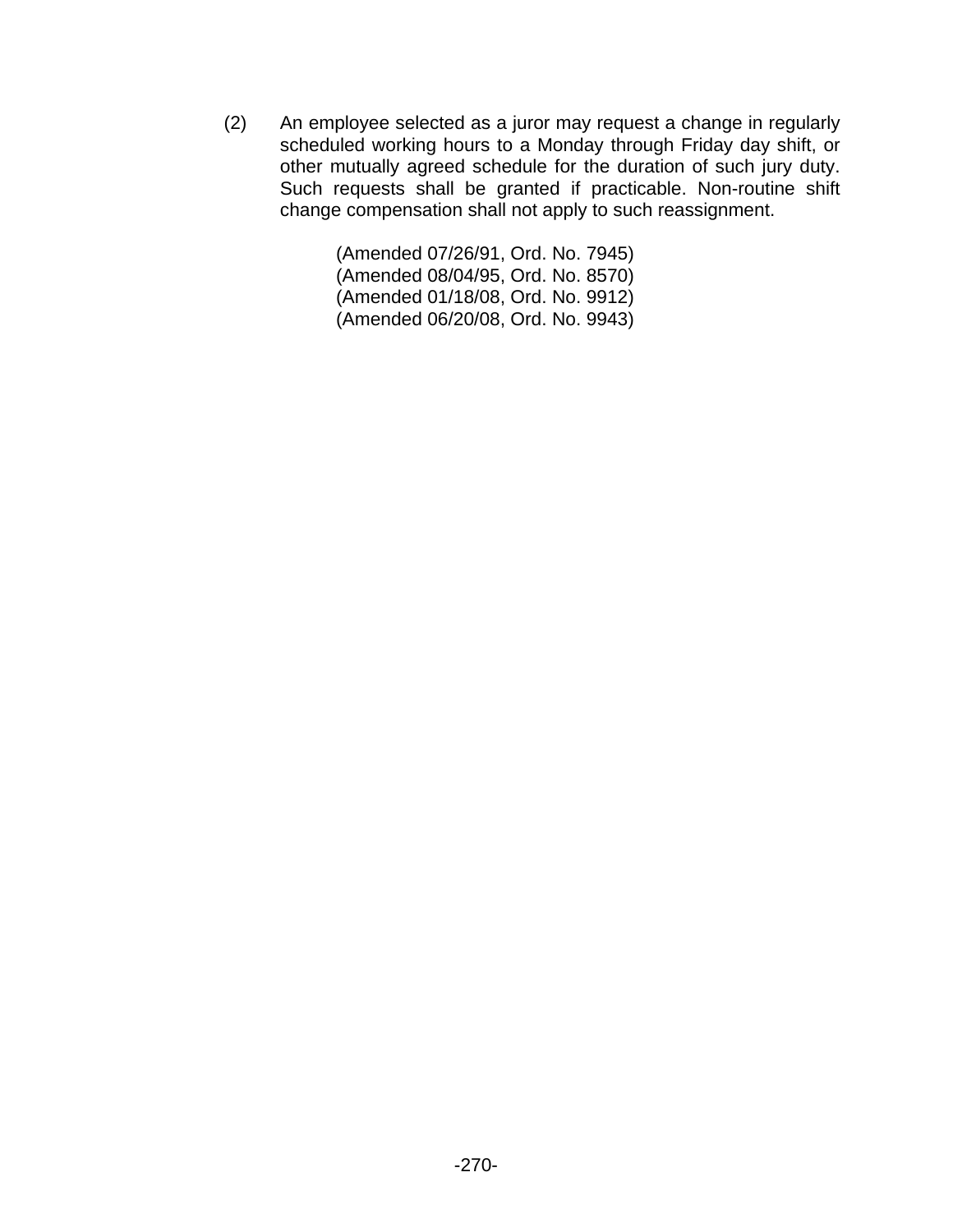(2) An employee selected as a juror may request a change in regularly scheduled working hours to a Monday through Friday day shift, or other mutually agreed schedule for the duration of such jury duty. Such requests shall be granted if practicable. Non-routine shift change compensation shall not apply to such reassignment.

(Amended 07/26/91, Ord. No. 7945)
(Amended 08/04/95, Ord. No. 8570)
(Amended 01/18/08, Ord. No. 9912)
(Amended 06/20/08, Ord. No. 9943)